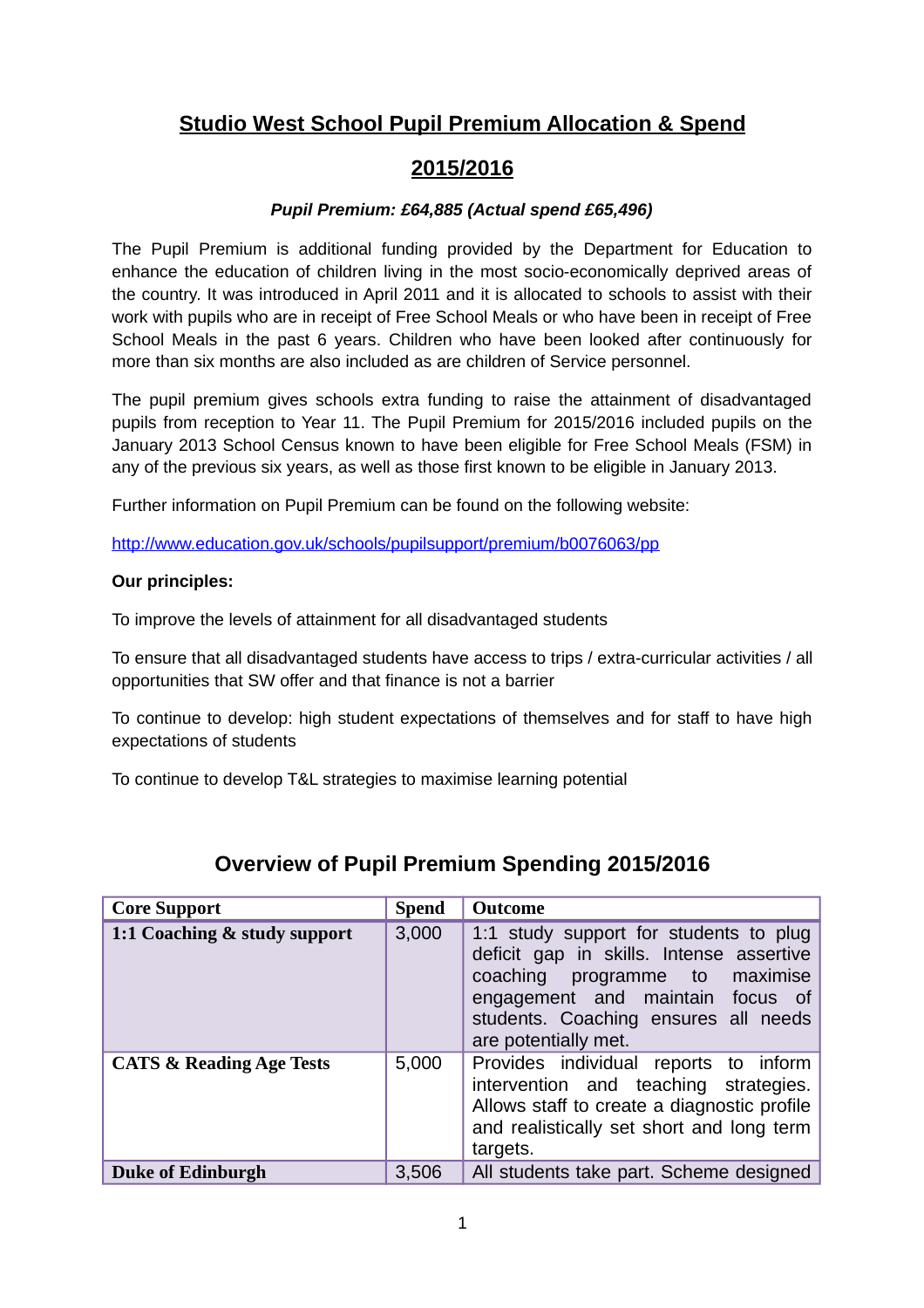# Studio West School Pupil Premium Allocation & Spend

# 2015/2016

***Pupil Premium: £64,885 (Actual spend £65,496)***

The Pupil Premium is additional funding provided by the Department for Education to enhance the education of children living in the most socio-economically deprived areas of the country. It was introduced in April 2011 and it is allocated to schools to assist with their work with pupils who are in receipt of Free School Meals or who have been in receipt of Free School Meals in the past 6 years. Children who have been looked after continuously for more than six months are also included as are children of Service personnel.

The pupil premium gives schools extra funding to raise the attainment of disadvantaged pupils from reception to Year 11. The Pupil Premium for 2015/2016 included pupils on the January 2013 School Census known to have been eligible for Free School Meals (FSM) in any of the previous six years, as well as those first known to be eligible in January 2013.

Further information on Pupil Premium can be found on the following website:

http://www.education.gov.uk/schools/pupilsupport/premium/b0076063/pp

**Our principles:**

To improve the levels of attainment for all disadvantaged students

To ensure that all disadvantaged students have access to trips / extra-curricular activities / all opportunities that SW offer and that finance is not a barrier

To continue to develop: high student expectations of themselves and for staff to have high expectations of students

To continue to develop T&L strategies to maximise learning potential

## Overview of Pupil Premium Spending 2015/2016

| Core Support | Spend | Outcome |
|---|---|---|
| **1:1 Coaching & study support** | 3,000 | 1:1 study support for students to plug deficit gap in skills. Intense assertive coaching programme to maximise engagement and maintain focus of students. Coaching ensures all needs are potentially met. |
| **CATS & Reading Age Tests** | 5,000 | Provides individual reports to inform intervention and teaching strategies. Allows staff to create a diagnostic profile and realistically set short and long term targets. |
| **Duke of Edinburgh** | 3,506 | All students take part. Scheme designed |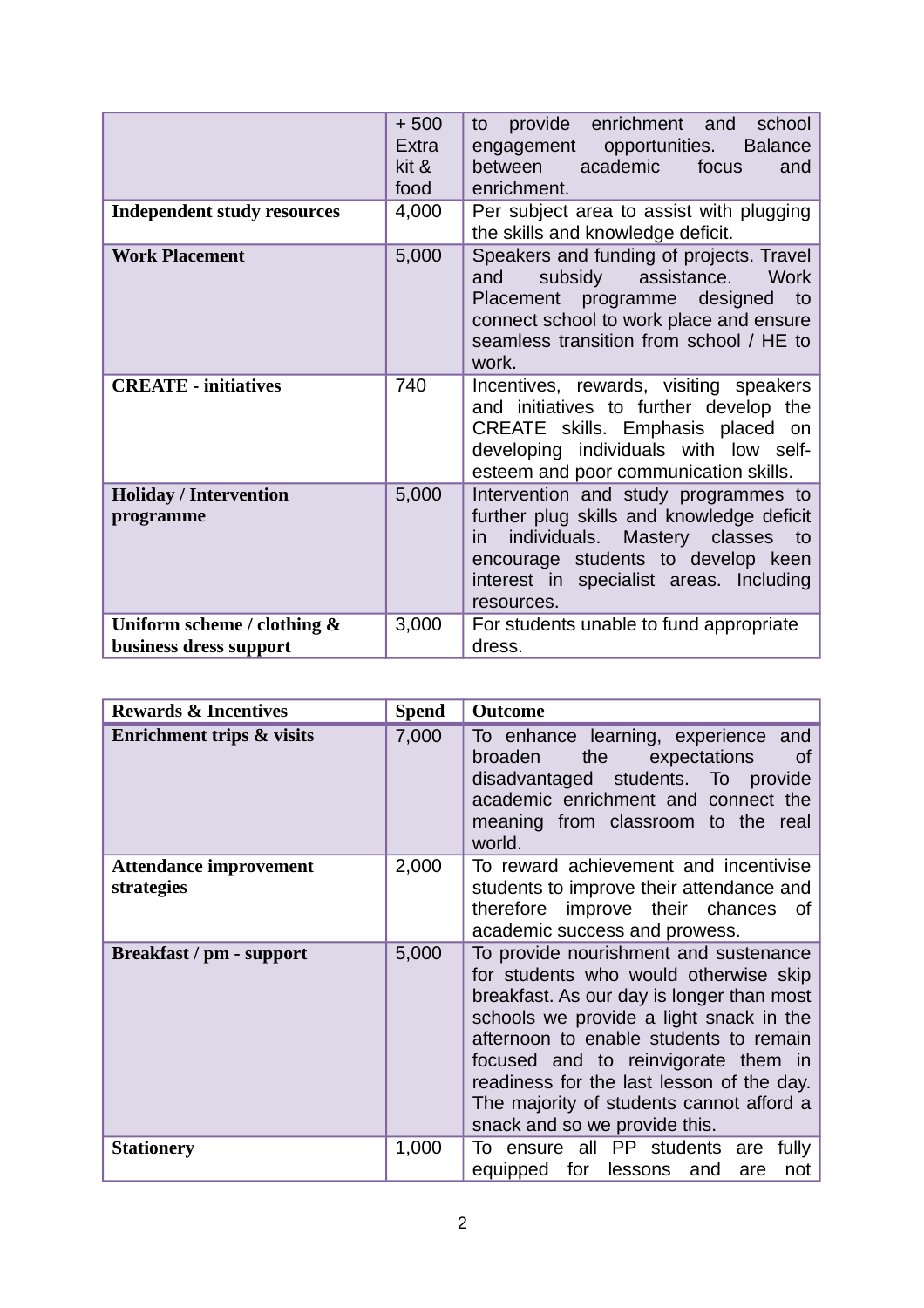| | | |
|---|---|---|
| | + 500 Extra kit & food | to provide enrichment and school engagement opportunities. Balance between academic focus and enrichment. |
| **Independent study resources** | 4,000 | Per subject area to assist with plugging the skills and knowledge deficit. |
| **Work Placement** | 5,000 | Speakers and funding of projects. Travel and subsidy assistance. Work Placement programme designed to connect school to work place and ensure seamless transition from school / HE to work. |
| **CREATE - initiatives** | 740 | Incentives, rewards, visiting speakers and initiatives to further develop the CREATE skills. Emphasis placed on developing individuals with low self-esteem and poor communication skills. |
| **Holiday / Intervention programme** | 5,000 | Intervention and study programmes to further plug skills and knowledge deficit in individuals. Mastery classes to encourage students to develop keen interest in specialist areas. Including resources. |
| **Uniform scheme / clothing & business dress support** | 3,000 | For students unable to fund appropriate dress. |

| **Rewards & Incentives** | **Spend** | **Outcome** |
|---|---|---|
| **Enrichment trips & visits** | 7,000 | To enhance learning, experience and broaden the expectations of disadvantaged students. To provide academic enrichment and connect the meaning from classroom to the real world. |
| **Attendance improvement strategies** | 2,000 | To reward achievement and incentivise students to improve their attendance and therefore improve their chances of academic success and prowess. |
| **Breakfast / pm - support** | 5,000 | To provide nourishment and sustenance for students who would otherwise skip breakfast. As our day is longer than most schools we provide a light snack in the afternoon to enable students to remain focused and to reinvigorate them in readiness for the last lesson of the day. The majority of students cannot afford a snack and so we provide this. |
| **Stationery** | 1,000 | To ensure all PP students are fully equipped for lessons and are not |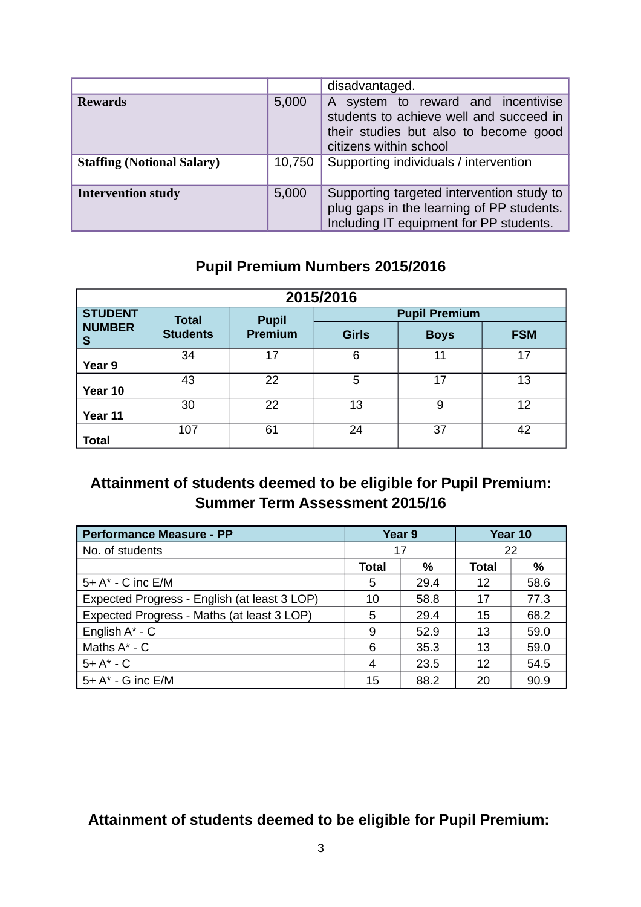| | | disadvantaged. |
|---|---|---|
| **Rewards** | 5,000 | A system to reward and incentivise students to achieve well and succeed in their studies but also to become good citizens within school |
| **Staffing (Notional Salary)** | 10,750 | Supporting individuals / intervention |
| **Intervention study** | 5,000 | Supporting targeted intervention study to plug gaps in the learning of PP students. Including IT equipment for PP students. |

## Pupil Premium Numbers 2015/2016

| 2015/2016 | | | | | |
|---|---|---|---|---|---|
| **STUDENT NUMBERS** | **Total Students** | **Pupil Premium** | **Pupil Premium** | | |
| | | | **Girls** | **Boys** | **FSM** |
| **Year 9** | 34 | 17 | 6 | 11 | 17 |
| **Year 10** | 43 | 22 | 5 | 17 | 13 |
| **Year 11** | 30 | 22 | 13 | 9 | 12 |
| **Total** | 107 | 61 | 24 | 37 | 42 |

## Attainment of students deemed to be eligible for Pupil Premium: Summer Term Assessment 2015/16

| **Performance Measure - PP** | **Year 9** | | **Year 10** | |
|---|---|---|---|---|
| No. of students | 17 | | 22 | |
| | **Total** | **%** | **Total** | **%** |
| 5+ A* - C inc E/M | 5 | 29.4 | 12 | 58.6 |
| Expected Progress - English (at least 3 LOP) | 10 | 58.8 | 17 | 77.3 |
| Expected Progress - Maths (at least 3 LOP) | 5 | 29.4 | 15 | 68.2 |
| English A* - C | 9 | 52.9 | 13 | 59.0 |
| Maths A* - C | 6 | 35.3 | 13 | 59.0 |
| 5+ A* - C | 4 | 23.5 | 12 | 54.5 |
| 5+ A* - G inc E/M | 15 | 88.2 | 20 | 90.9 |

## Attainment of students deemed to be eligible for Pupil Premium: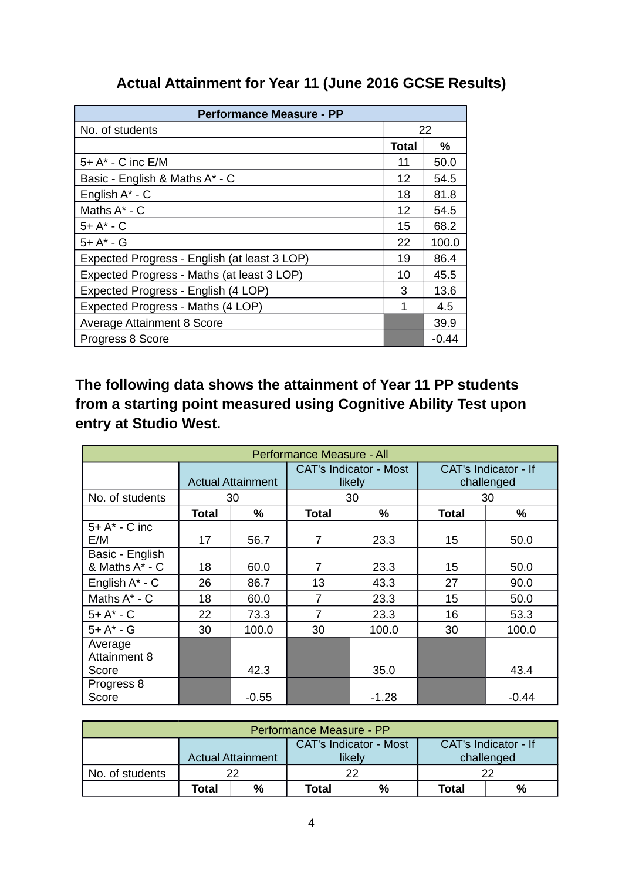## Actual Attainment for Year 11 (June 2016 GCSE Results)

| Performance Measure - PP | | |
|---|---|---|
| No. of students | 22 | |
| | **Total** | **%** |
| 5+ A* - C inc E/M | 11 | 50.0 |
| Basic - English & Maths A* - C | 12 | 54.5 |
| English A* - C | 18 | 81.8 |
| Maths A* - C | 12 | 54.5 |
| 5+ A* - C | 15 | 68.2 |
| 5+ A* - G | 22 | 100.0 |
| Expected Progress - English (at least 3 LOP) | 19 | 86.4 |
| Expected Progress - Maths (at least 3 LOP) | 10 | 45.5 |
| Expected Progress - English (4 LOP) | 3 | 13.6 |
| Expected Progress - Maths (4 LOP) | 1 | 4.5 |
| Average Attainment 8 Score | | 39.9 |
| Progress 8 Score | | -0.44 |

**The following data shows the attainment of Year 11 PP students from a starting point measured using Cognitive Ability Test upon entry at Studio West.**

| Performance Measure - All | | | | | | |
|---|---|---|---|---|---|---|
| | Actual Attainment | | CAT's Indicator - Most likely | | CAT's Indicator - If challenged | |
| No. of students | 30 | | 30 | | 30 | |
| | **Total** | **%** | **Total** | **%** | **Total** | **%** |
| 5+ A* - C inc E/M | 17 | 56.7 | 7 | 23.3 | 15 | 50.0 |
| Basic - English & Maths A* - C | 18 | 60.0 | 7 | 23.3 | 15 | 50.0 |
| English A* - C | 26 | 86.7 | 13 | 43.3 | 27 | 90.0 |
| Maths A* - C | 18 | 60.0 | 7 | 23.3 | 15 | 50.0 |
| 5+ A* - C | 22 | 73.3 | 7 | 23.3 | 16 | 53.3 |
| 5+ A* - G | 30 | 100.0 | 30 | 100.0 | 30 | 100.0 |
| Average Attainment 8 Score | | 42.3 | | 35.0 | | 43.4 |
| Progress 8 Score | | -0.55 | | -1.28 | | -0.44 |

| Performance Measure - PP | | | | | | |
|---|---|---|---|---|---|---|
| | Actual Attainment | | CAT's Indicator - Most likely | | CAT's Indicator - If challenged | |
| No. of students | 22 | | 22 | | 22 | |
| | **Total** | **%** | **Total** | **%** | **Total** | **%** |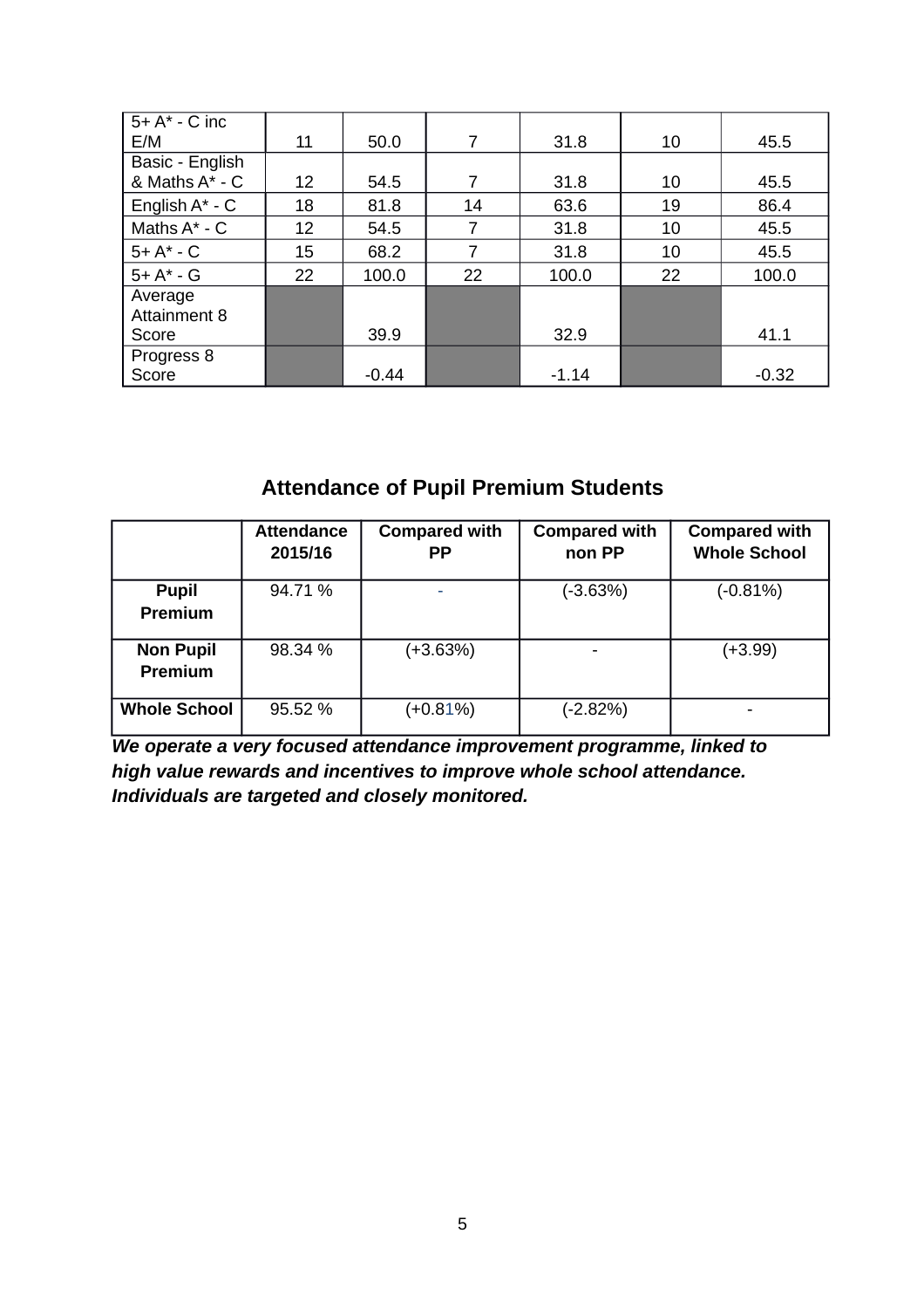| | | | | | | |
|---|---|---|---|---|---|---|
| 5+ A* - C inc E/M | 11 | 50.0 | 7 | 31.8 | 10 | 45.5 |
| Basic - English & Maths A* - C | 12 | 54.5 | 7 | 31.8 | 10 | 45.5 |
| English A* - C | 18 | 81.8 | 14 | 63.6 | 19 | 86.4 |
| Maths A* - C | 12 | 54.5 | 7 | 31.8 | 10 | 45.5 |
| 5+ A* - C | 15 | 68.2 | 7 | 31.8 | 10 | 45.5 |
| 5+ A* - G | 22 | 100.0 | 22 | 100.0 | 22 | 100.0 |
| Average Attainment 8 Score | | 39.9 | | 32.9 | | 41.1 |
| Progress 8 Score | | -0.44 | | -1.14 | | -0.32 |

## Attendance of Pupil Premium Students

| | Attendance 2015/16 | Compared with PP | Compared with non PP | Compared with Whole School |
|---|---|---|---|---|
| **Pupil Premium** | 94.71 % | - | (-3.63%) | (-0.81%) |
| **Non Pupil Premium** | 98.34 % | (+3.63%) | - | (+3.99) |
| **Whole School** | 95.52 % | (+0.81%) | (-2.82%) | - |

***We operate a very focused attendance improvement programme, linked to high value rewards and incentives to improve whole school attendance. Individuals are targeted and closely monitored.***